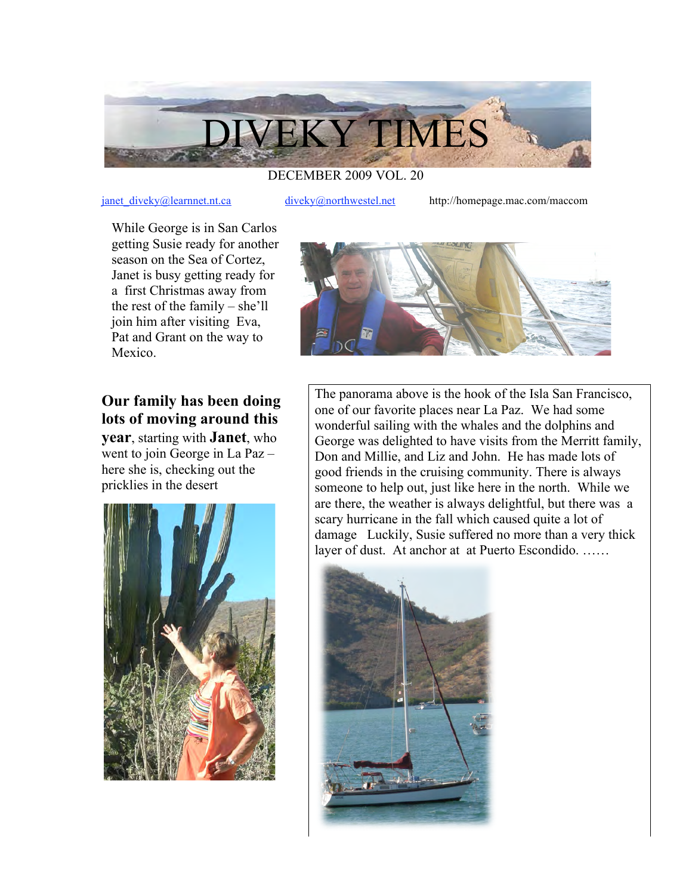# DIVEKY TIMES

DECEMBER 2009 VOL. 20

janet_diveky@learnnet.nt.ca diveky@northwestel.net http://homepage.mac.com/maccom

While George is in San Carlos getting Susie ready for another season on the Sea of Cortez, Janet is busy getting ready for a first Christmas away from the rest of the family – she'll join him after visiting Eva, Pat and Grant on the way to Mexico.

**Our family has been doing lots of moving around this year**, starting with **Janet**, who went to join George in La Paz – here she is, checking out the pricklies in the desert

The panorama above is the hook of the Isla San Francisco, one of our favorite places near La Paz. We had some wonderful sailing with the whales and the dolphins and George was delighted to have visits from the Merritt family, Don and Millie, and Liz and John. He has made lots of good friends in the cruising community. There is always someone to help out, just like here in the north. While we are there, the weather is always delightful, but there was a scary hurricane in the fall which caused quite a lot of damage Luckily, Susie suffered no more than a very thick layer of dust. At anchor at at Puerto Escondido. ……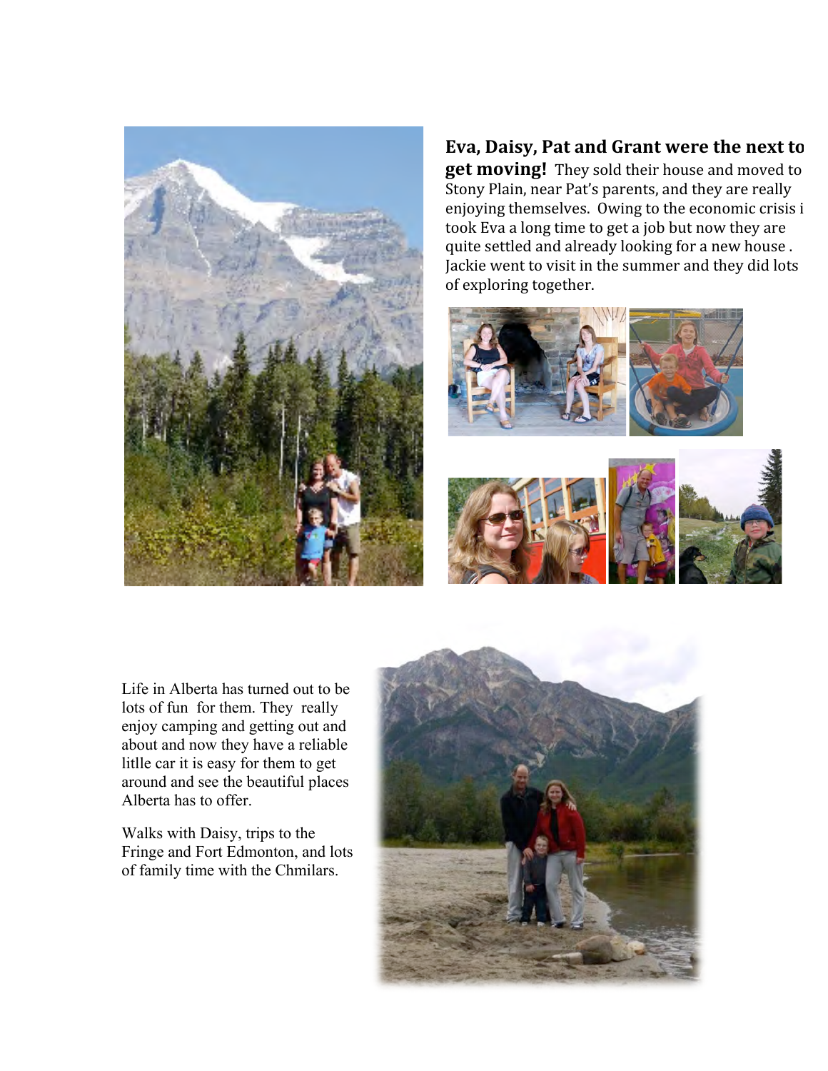**Eva, Daisy, Pat and Grant were the next to get moving!** They sold their house and moved to Stony Plain, near Pat's parents, and they are really enjoying themselves. Owing to the economic crisis i took Eva a long time to get a job but now they are quite settled and already looking for a new house . Jackie went to visit in the summer and they did lots of exploring together.

Life in Alberta has turned out to be lots of fun for them. They really enjoy camping and getting out and about and now they have a reliable litlle car it is easy for them to get around and see the beautiful places Alberta has to offer.

Walks with Daisy, trips to the Fringe and Fort Edmonton, and lots of family time with the Chmilars.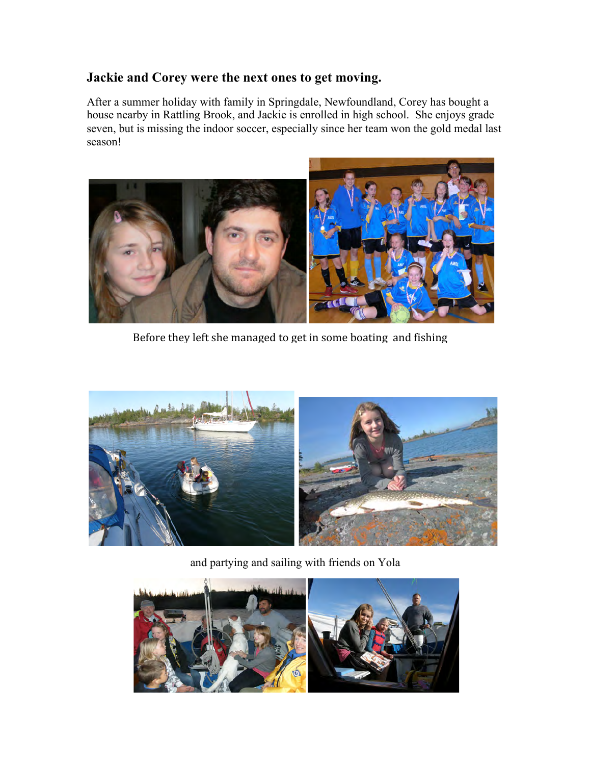### Jackie and Corey were the next ones to get moving.

After a summer holiday with family in Springdale, Newfoundland, Corey has bought a house nearby in Rattling Brook, and Jackie is enrolled in high school. She enjoys grade seven, but is missing the indoor soccer, especially since her team won the gold medal last season!

Before they left she managed to get in some boating and fishing

and partying and sailing with friends on Yola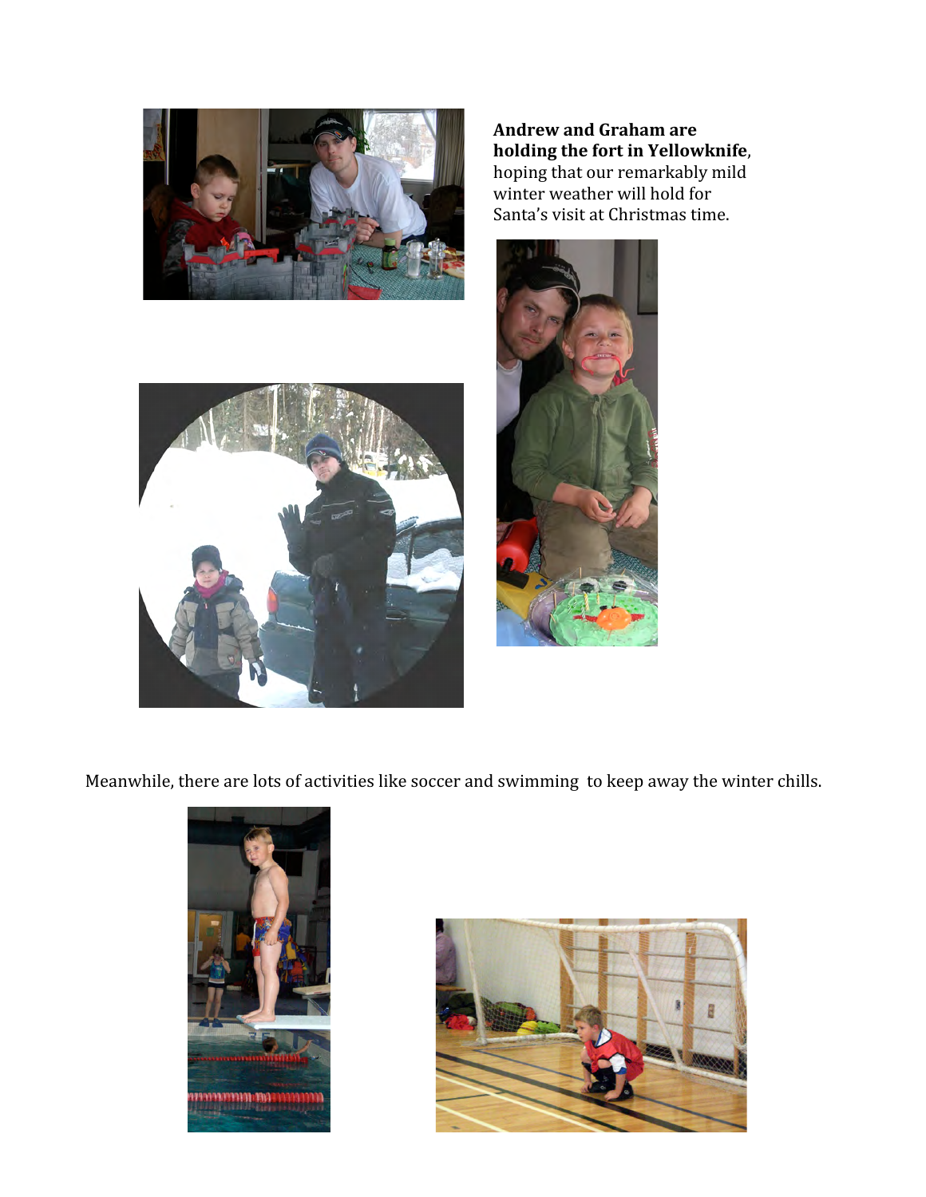**Andrew and Graham are holding the fort in Yellowknife**, hoping that our remarkably mild winter weather will hold for Santa's visit at Christmas time.

Meanwhile, there are lots of activities like soccer and swimming to keep away the winter chills.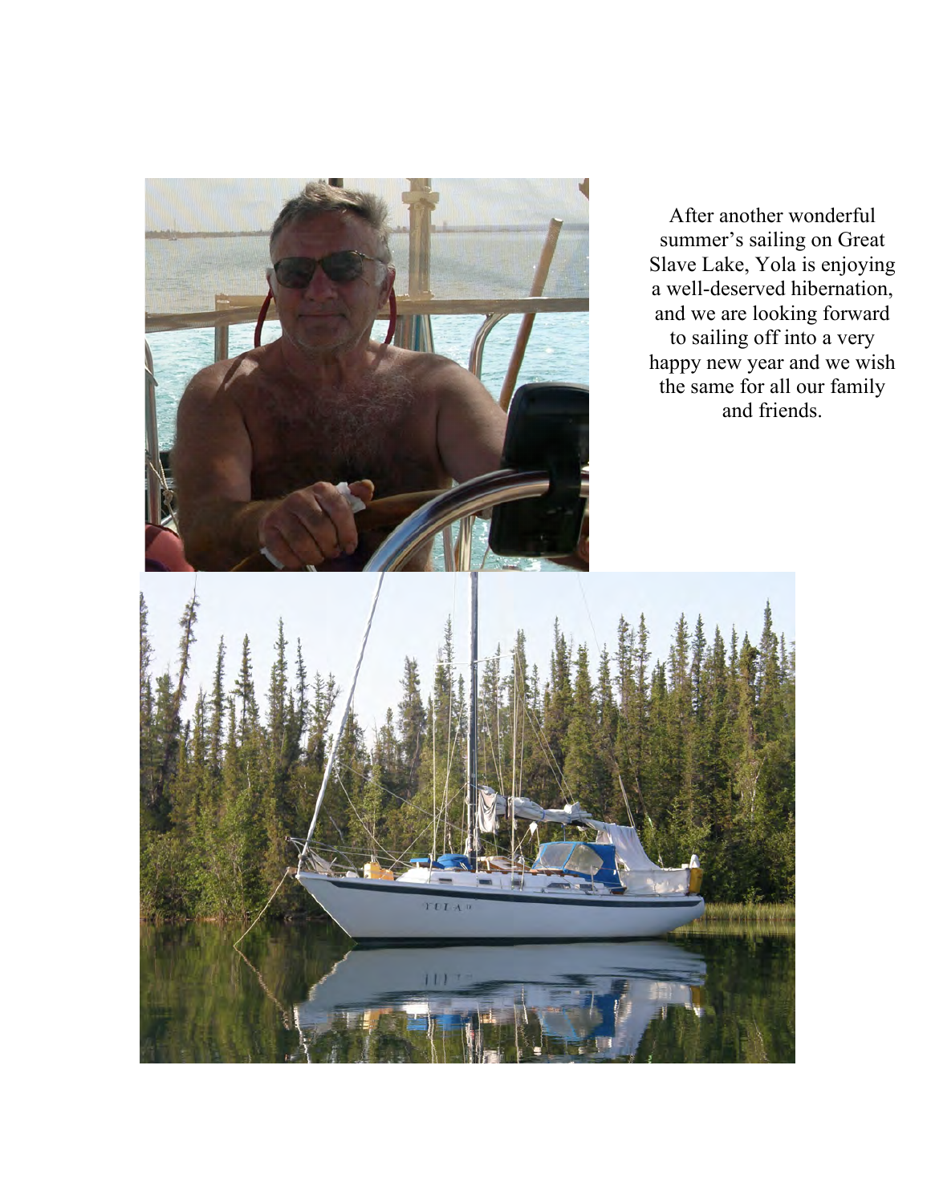After another wonderful summer's sailing on Great Slave Lake, Yola is enjoying a well-deserved hibernation, and we are looking forward to sailing off into a very happy new year and we wish the same for all our family and friends.